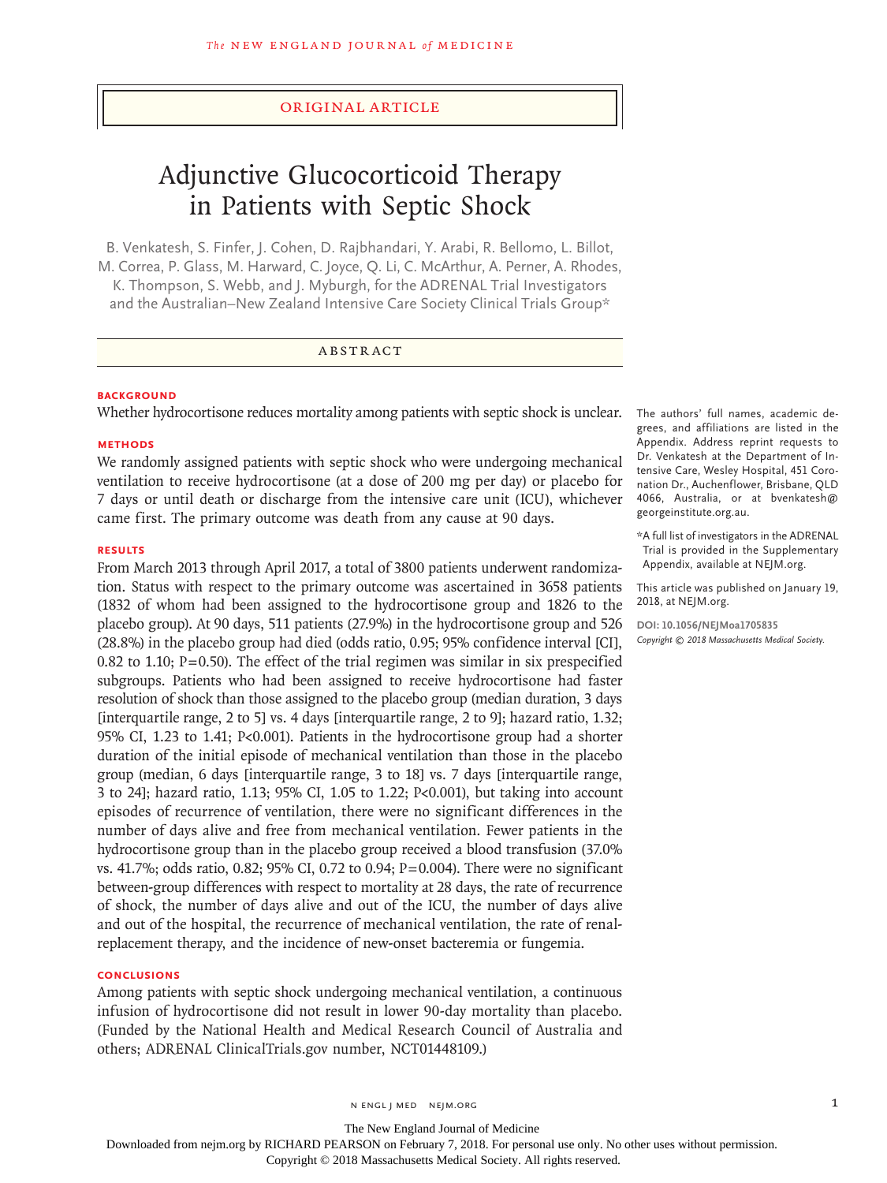Original Article

# Adjunctive Glucocorticoid Therapy in Patients with Septic Shock

B. Venkatesh, S. Finfer, J. Cohen, D. Rajbhandari, Y. Arabi, R. Bellomo, L. Billot, M. Correa, P. Glass, M. Harward, C. Joyce, Q. Li, C. McArthur, A. Perner, A. Rhodes, K. Thompson, S. Webb, and J. Myburgh, for the ADRENAL Trial Investigators and the Australian–New Zealand Intensive Care Society Clinical Trials Group*

## Abstract

### Background

Whether hydrocortisone reduces mortality among patients with septic shock is unclear.

### Methods

We randomly assigned patients with septic shock who were undergoing mechanical ventilation to receive hydrocortisone (at a dose of 200 mg per day) or placebo for 7 days or until death or discharge from the intensive care unit (ICU), whichever came first. The primary outcome was death from any cause at 90 days.

### Results

From March 2013 through April 2017, a total of 3800 patients underwent randomization. Status with respect to the primary outcome was ascertained in 3658 patients (1832 of whom had been assigned to the hydrocortisone group and 1826 to the placebo group). At 90 days, 511 patients (27.9%) in the hydrocortisone group and 526 (28.8%) in the placebo group had died (odds ratio, 0.95; 95% confidence interval [CI], 0.82 to 1.10; P=0.50). The effect of the trial regimen was similar in six prespecified subgroups. Patients who had been assigned to receive hydrocortisone had faster resolution of shock than those assigned to the placebo group (median duration, 3 days [interquartile range, 2 to 5] vs. 4 days [interquartile range, 2 to 9]; hazard ratio, 1.32; 95% CI, 1.23 to 1.41; P<0.001). Patients in the hydrocortisone group had a shorter duration of the initial episode of mechanical ventilation than those in the placebo group (median, 6 days [interquartile range, 3 to 18] vs. 7 days [interquartile range, 3 to 24]; hazard ratio, 1.13; 95% CI, 1.05 to 1.22; P<0.001), but taking into account episodes of recurrence of ventilation, there were no significant differences in the number of days alive and free from mechanical ventilation. Fewer patients in the hydrocortisone group than in the placebo group received a blood transfusion (37.0% vs. 41.7%; odds ratio, 0.82; 95% CI, 0.72 to 0.94; P=0.004). There were no significant between-group differences with respect to mortality at 28 days, the rate of recurrence of shock, the number of days alive and out of the ICU, the number of days alive and out of the hospital, the recurrence of mechanical ventilation, the rate of renal-replacement therapy, and the incidence of new-onset bacteremia or fungemia.

### Conclusions

Among patients with septic shock undergoing mechanical ventilation, a continuous infusion of hydrocortisone did not result in lower 90-day mortality than placebo. (Funded by the National Health and Medical Research Council of Australia and others; ADRENAL ClinicalTrials.gov number, NCT01448109.)

The authors' full names, academic degrees, and affiliations are listed in the Appendix. Address reprint requests to Dr. Venkatesh at the Department of Intensive Care, Wesley Hospital, 451 Coronation Dr., Auchenflower, Brisbane, QLD 4066, Australia, or at bvenkatesh@georgeinstitute.org.au.

*A full list of investigators in the ADRENAL Trial is provided in the Supplementary Appendix, available at NEJM.org.

This article was published on January 19, 2018, at NEJM.org.

DOI: 10.1056/NEJMoa1705835

*Copyright © 2018 Massachusetts Medical Society.*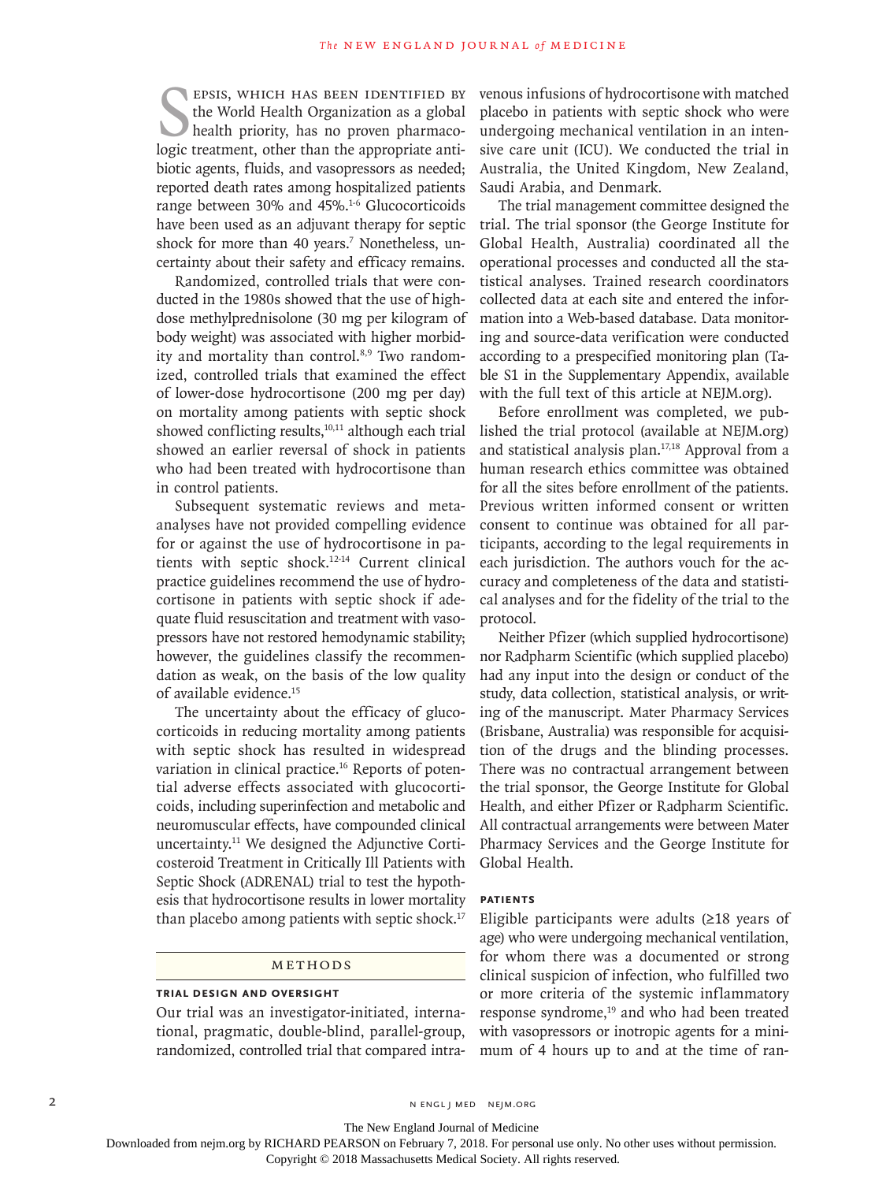Sepsis, which has been identified by the World Health Organization as a global health priority, has no proven pharmacologic treatment, other than the appropriate antibiotic agents, fluids, and vasopressors as needed; reported death rates among hospitalized patients range between 30% and 45%.[1-6] Glucocorticoids have been used as an adjuvant therapy for septic shock for more than 40 years.[7] Nonetheless, uncertainty about their safety and efficacy remains.

Randomized, controlled trials that were conducted in the 1980s showed that the use of high-dose methylprednisolone (30 mg per kilogram of body weight) was associated with higher morbidity and mortality than control.[8,9] Two randomized, controlled trials that examined the effect of lower-dose hydrocortisone (200 mg per day) on mortality among patients with septic shock showed conflicting results,[10,11] although each trial showed an earlier reversal of shock in patients who had been treated with hydrocortisone than in control patients.

Subsequent systematic reviews and meta-analyses have not provided compelling evidence for or against the use of hydrocortisone in patients with septic shock.[12-14] Current clinical practice guidelines recommend the use of hydrocortisone in patients with septic shock if adequate fluid resuscitation and treatment with vasopressors have not restored hemodynamic stability; however, the guidelines classify the recommendation as weak, on the basis of the low quality of available evidence.[15]

The uncertainty about the efficacy of glucocorticoids in reducing mortality among patients with septic shock has resulted in widespread variation in clinical practice.[16] Reports of potential adverse effects associated with glucocorticoids, including superinfection and metabolic and neuromuscular effects, have compounded clinical uncertainty.[11] We designed the Adjunctive Corticosteroid Treatment in Critically Ill Patients with Septic Shock (ADRENAL) trial to test the hypothesis that hydrocortisone results in lower mortality than placebo among patients with septic shock.[17]

## Methods

### Trial Design and Oversight

Our trial was an investigator-initiated, international, pragmatic, double-blind, parallel-group, randomized, controlled trial that compared intravenous infusions of hydrocortisone with matched placebo in patients with septic shock who were undergoing mechanical ventilation in an intensive care unit (ICU). We conducted the trial in Australia, the United Kingdom, New Zealand, Saudi Arabia, and Denmark.

The trial management committee designed the trial. The trial sponsor (the George Institute for Global Health, Australia) coordinated all the operational processes and conducted all the statistical analyses. Trained research coordinators collected data at each site and entered the information into a Web-based database. Data monitoring and source-data verification were conducted according to a prespecified monitoring plan (Table S1 in the Supplementary Appendix, available with the full text of this article at NEJM.org).

Before enrollment was completed, we published the trial protocol (available at NEJM.org) and statistical analysis plan.[17,18] Approval from a human research ethics committee was obtained for all the sites before enrollment of the patients. Previous written informed consent or written consent to continue was obtained for all participants, according to the legal requirements in each jurisdiction. The authors vouch for the accuracy and completeness of the data and statistical analyses and for the fidelity of the trial to the protocol.

Neither Pfizer (which supplied hydrocortisone) nor Radpharm Scientific (which supplied placebo) had any input into the design or conduct of the study, data collection, statistical analysis, or writing of the manuscript. Mater Pharmacy Services (Brisbane, Australia) was responsible for acquisition of the drugs and the blinding processes. There was no contractual arrangement between the trial sponsor, the George Institute for Global Health, and either Pfizer or Radpharm Scientific. All contractual arrangements were between Mater Pharmacy Services and the George Institute for Global Health.

### Patients

Eligible participants were adults (≥18 years of age) who were undergoing mechanical ventilation, for whom there was a documented or strong clinical suspicion of infection, who fulfilled two or more criteria of the systemic inflammatory response syndrome,[19] and who had been treated with vasopressors or inotropic agents for a minimum of 4 hours up to and at the time of ran-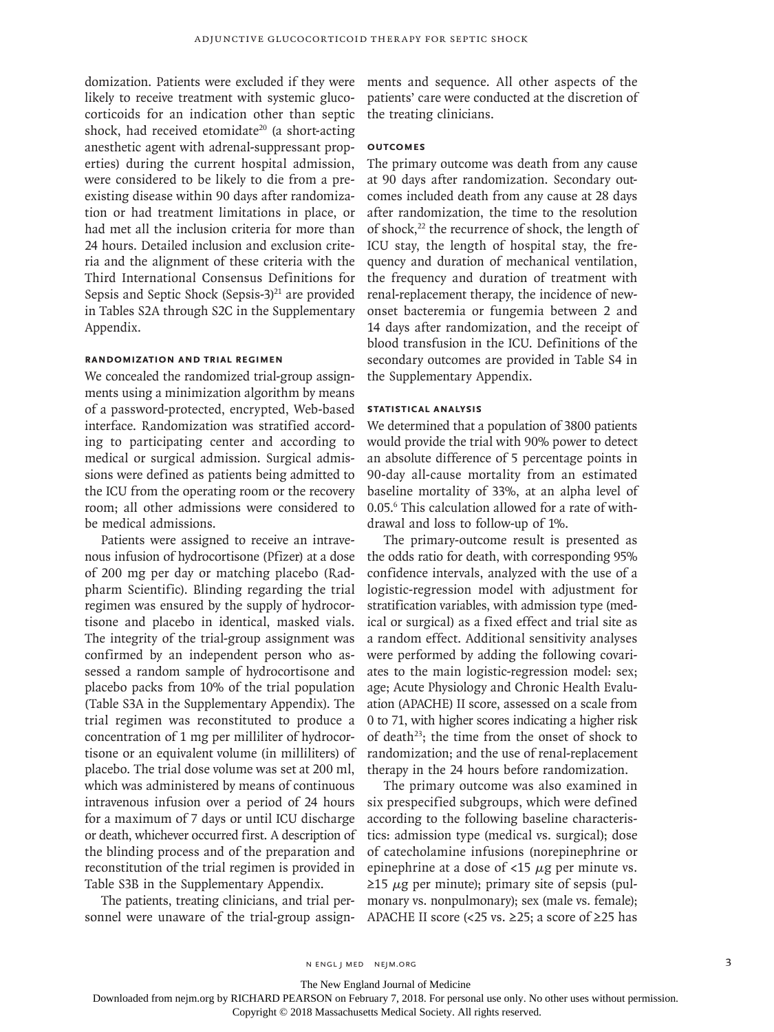domization. Patients were excluded if they were likely to receive treatment with systemic glucocorticoids for an indication other than septic shock, had received etomidate[20] (a short-acting anesthetic agent with adrenal-suppressant properties) during the current hospital admission, were considered to be likely to die from a preexisting disease within 90 days after randomization or had treatment limitations in place, or had met all the inclusion criteria for more than 24 hours. Detailed inclusion and exclusion criteria and the alignment of these criteria with the Third International Consensus Definitions for Sepsis and Septic Shock (Sepsis-3)[21] are provided in Tables S2A through S2C in the Supplementary Appendix.

### Randomization and Trial Regimen

We concealed the randomized trial-group assignments using a minimization algorithm by means of a password-protected, encrypted, Web-based interface. Randomization was stratified according to participating center and according to medical or surgical admission. Surgical admissions were defined as patients being admitted to the ICU from the operating room or the recovery room; all other admissions were considered to be medical admissions.

Patients were assigned to receive an intravenous infusion of hydrocortisone (Pfizer) at a dose of 200 mg per day or matching placebo (Radpharm Scientific). Blinding regarding the trial regimen was ensured by the supply of hydrocortisone and placebo in identical, masked vials. The integrity of the trial-group assignment was confirmed by an independent person who assessed a random sample of hydrocortisone and placebo packs from 10% of the trial population (Table S3A in the Supplementary Appendix). The trial regimen was reconstituted to produce a concentration of 1 mg per milliliter of hydrocortisone or an equivalent volume (in milliliters) of placebo. The trial dose volume was set at 200 ml, which was administered by means of continuous intravenous infusion over a period of 24 hours for a maximum of 7 days or until ICU discharge or death, whichever occurred first. A description of the blinding process and of the preparation and reconstitution of the trial regimen is provided in Table S3B in the Supplementary Appendix.

The patients, treating clinicians, and trial personnel were unaware of the trial-group assignments and sequence. All other aspects of the patients' care were conducted at the discretion of the treating clinicians.

### Outcomes

The primary outcome was death from any cause at 90 days after randomization. Secondary outcomes included death from any cause at 28 days after randomization, the time to the resolution of shock,[22] the recurrence of shock, the length of ICU stay, the length of hospital stay, the frequency and duration of mechanical ventilation, the frequency and duration of treatment with renal-replacement therapy, the incidence of new-onset bacteremia or fungemia between 2 and 14 days after randomization, and the receipt of blood transfusion in the ICU. Definitions of the secondary outcomes are provided in Table S4 in the Supplementary Appendix.

### Statistical Analysis

We determined that a population of 3800 patients would provide the trial with 90% power to detect an absolute difference of 5 percentage points in 90-day all-cause mortality from an estimated baseline mortality of 33%, at an alpha level of 0.05.[6] This calculation allowed for a rate of withdrawal and loss to follow-up of 1%.

The primary-outcome result is presented as the odds ratio for death, with corresponding 95% confidence intervals, analyzed with the use of a logistic-regression model with adjustment for stratification variables, with admission type (medical or surgical) as a fixed effect and trial site as a random effect. Additional sensitivity analyses were performed by adding the following covariates to the main logistic-regression model: sex; age; Acute Physiology and Chronic Health Evaluation (APACHE) II score, assessed on a scale from 0 to 71, with higher scores indicating a higher risk of death[23]; the time from the onset of shock to randomization; and the use of renal-replacement therapy in the 24 hours before randomization.

The primary outcome was also examined in six prespecified subgroups, which were defined according to the following baseline characteristics: admission type (medical vs. surgical); dose of catecholamine infusions (norepinephrine or epinephrine at a dose of <15 $\mu$g per minute vs. ≥15 $\mu$g per minute); primary site of sepsis (pulmonary vs. nonpulmonary); sex (male vs. female); APACHE II score (<25 vs. ≥25; a score of ≥25 has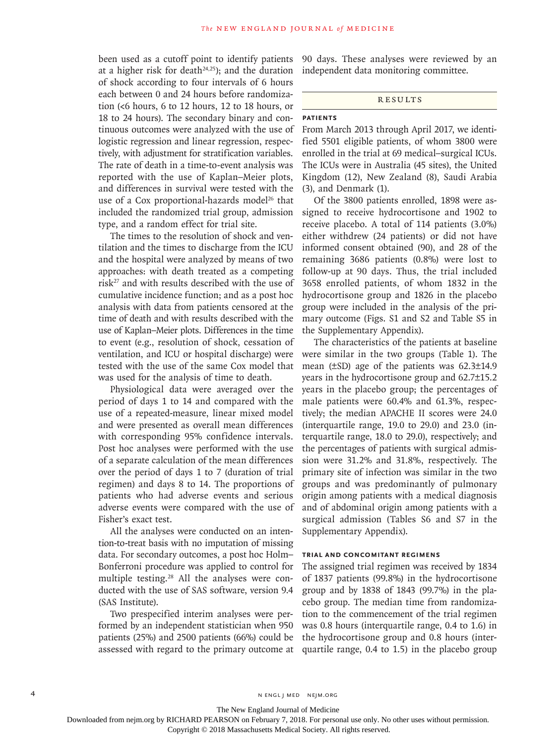been used as a cutoff point to identify patients at a higher risk for death[24,25]); and the duration of shock according to four intervals of 6 hours each between 0 and 24 hours before randomization (<6 hours, 6 to 12 hours, 12 to 18 hours, or 18 to 24 hours). The secondary binary and continuous outcomes were analyzed with the use of logistic regression and linear regression, respectively, with adjustment for stratification variables. The rate of death in a time-to-event analysis was reported with the use of Kaplan–Meier plots, and differences in survival were tested with the use of a Cox proportional-hazards model[26] that included the randomized trial group, admission type, and a random effect for trial site.

The times to the resolution of shock and ventilation and the times to discharge from the ICU and the hospital were analyzed by means of two approaches: with death treated as a competing risk[27] and with results described with the use of cumulative incidence function; and as a post hoc analysis with data from patients censored at the time of death and with results described with the use of Kaplan–Meier plots. Differences in the time to event (e.g., resolution of shock, cessation of ventilation, and ICU or hospital discharge) were tested with the use of the same Cox model that was used for the analysis of time to death.

Physiological data were averaged over the period of days 1 to 14 and compared with the use of a repeated-measure, linear mixed model and were presented as overall mean differences with corresponding 95% confidence intervals. Post hoc analyses were performed with the use of a separate calculation of the mean differences over the period of days 1 to 7 (duration of trial regimen) and days 8 to 14. The proportions of patients who had adverse events and serious adverse events were compared with the use of Fisher's exact test.

All the analyses were conducted on an intention-to-treat basis with no imputation of missing data. For secondary outcomes, a post hoc Holm–Bonferroni procedure was applied to control for multiple testing.[28] All the analyses were conducted with the use of SAS software, version 9.4 (SAS Institute).

Two prespecified interim analyses were performed by an independent statistician when 950 patients (25%) and 2500 patients (66%) could be assessed with regard to the primary outcome at 90 days. These analyses were reviewed by an independent data monitoring committee.

## RESULTS

### PATIENTS

From March 2013 through April 2017, we identified 5501 eligible patients, of whom 3800 were enrolled in the trial at 69 medical–surgical ICUs. The ICUs were in Australia (45 sites), the United Kingdom (12), New Zealand (8), Saudi Arabia (3), and Denmark (1).

Of the 3800 patients enrolled, 1898 were assigned to receive hydrocortisone and 1902 to receive placebo. A total of 114 patients (3.0%) either withdrew (24 patients) or did not have informed consent obtained (90), and 28 of the remaining 3686 patients (0.8%) were lost to follow-up at 90 days. Thus, the trial included 3658 enrolled patients, of whom 1832 in the hydrocortisone group and 1826 in the placebo group were included in the analysis of the primary outcome (Figs. S1 and S2 and Table S5 in the Supplementary Appendix).

The characteristics of the patients at baseline were similar in the two groups (Table 1). The mean (±SD) age of the patients was 62.3±14.9 years in the hydrocortisone group and 62.7±15.2 years in the placebo group; the percentages of male patients were 60.4% and 61.3%, respectively; the median APACHE II scores were 24.0 (interquartile range, 19.0 to 29.0) and 23.0 (interquartile range, 18.0 to 29.0), respectively; and the percentages of patients with surgical admission were 31.2% and 31.8%, respectively. The primary site of infection was similar in the two groups and was predominantly of pulmonary origin among patients with a medical diagnosis and of abdominal origin among patients with a surgical admission (Tables S6 and S7 in the Supplementary Appendix).

### TRIAL AND CONCOMITANT REGIMENS

The assigned trial regimen was received by 1834 of 1837 patients (99.8%) in the hydrocortisone group and by 1838 of 1843 (99.7%) in the placebo group. The median time from randomization to the commencement of the trial regimen was 0.8 hours (interquartile range, 0.4 to 1.6) in the hydrocortisone group and 0.8 hours (interquartile range, 0.4 to 1.5) in the placebo group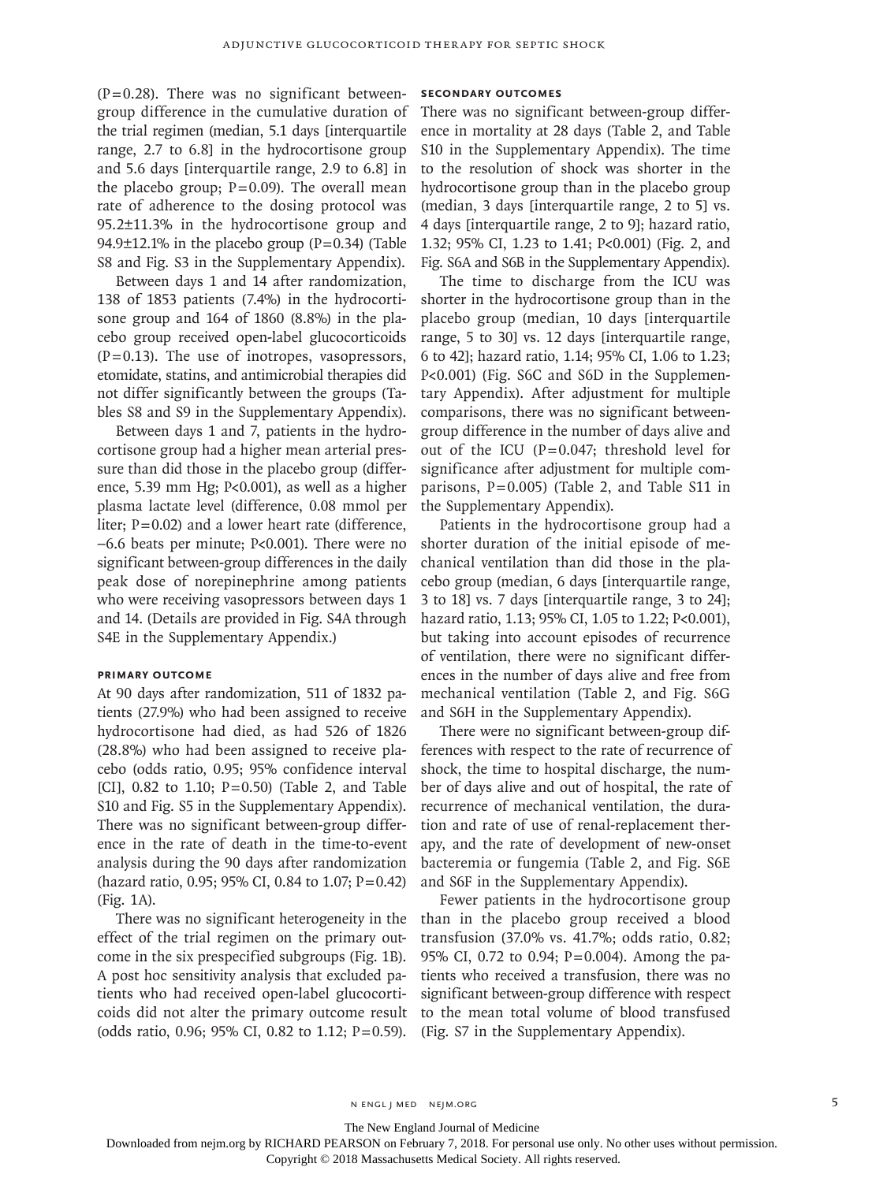(P=0.28). There was no significant between-group difference in the cumulative duration of the trial regimen (median, 5.1 days [interquartile range, 2.7 to 6.8] in the hydrocortisone group and 5.6 days [interquartile range, 2.9 to 6.8] in the placebo group; P=0.09). The overall mean rate of adherence to the dosing protocol was 95.2±11.3% in the hydrocortisone group and 94.9±12.1% in the placebo group (P=0.34) (Table S8 and Fig. S3 in the Supplementary Appendix).

Between days 1 and 14 after randomization, 138 of 1853 patients (7.4%) in the hydrocortisone group and 164 of 1860 (8.8%) in the placebo group received open-label glucocorticoids (P=0.13). The use of inotropes, vasopressors, etomidate, statins, and antimicrobial therapies did not differ significantly between the groups (Tables S8 and S9 in the Supplementary Appendix).

Between days 1 and 7, patients in the hydrocortisone group had a higher mean arterial pressure than did those in the placebo group (difference, 5.39 mm Hg; P<0.001), as well as a higher plasma lactate level (difference, 0.08 mmol per liter; P=0.02) and a lower heart rate (difference, −6.6 beats per minute; P<0.001). There were no significant between-group differences in the daily peak dose of norepinephrine among patients who were receiving vasopressors between days 1 and 14. (Details are provided in Fig. S4A through S4E in the Supplementary Appendix.)

### PRIMARY OUTCOME

At 90 days after randomization, 511 of 1832 patients (27.9%) who had been assigned to receive hydrocortisone had died, as had 526 of 1826 (28.8%) who had been assigned to receive placebo (odds ratio, 0.95; 95% confidence interval [CI], 0.82 to 1.10; P=0.50) (Table 2, and Table S10 and Fig. S5 in the Supplementary Appendix). There was no significant between-group difference in the rate of death in the time-to-event analysis during the 90 days after randomization (hazard ratio, 0.95; 95% CI, 0.84 to 1.07; P=0.42) (Fig. 1A).

There was no significant heterogeneity in the effect of the trial regimen on the primary outcome in the six prespecified subgroups (Fig. 1B). A post hoc sensitivity analysis that excluded patients who had received open-label glucocorticoids did not alter the primary outcome result (odds ratio, 0.96; 95% CI, 0.82 to 1.12; P=0.59).

### SECONDARY OUTCOMES

There was no significant between-group difference in mortality at 28 days (Table 2, and Table S10 in the Supplementary Appendix). The time to the resolution of shock was shorter in the hydrocortisone group than in the placebo group (median, 3 days [interquartile range, 2 to 5] vs. 4 days [interquartile range, 2 to 9]; hazard ratio, 1.32; 95% CI, 1.23 to 1.41; P<0.001) (Fig. 2, and Fig. S6A and S6B in the Supplementary Appendix).

The time to discharge from the ICU was shorter in the hydrocortisone group than in the placebo group (median, 10 days [interquartile range, 5 to 30] vs. 12 days [interquartile range, 6 to 42]; hazard ratio, 1.14; 95% CI, 1.06 to 1.23; P<0.001) (Fig. S6C and S6D in the Supplementary Appendix). After adjustment for multiple comparisons, there was no significant between-group difference in the number of days alive and out of the ICU (P=0.047; threshold level for significance after adjustment for multiple comparisons, P=0.005) (Table 2, and Table S11 in the Supplementary Appendix).

Patients in the hydrocortisone group had a shorter duration of the initial episode of mechanical ventilation than did those in the placebo group (median, 6 days [interquartile range, 3 to 18] vs. 7 days [interquartile range, 3 to 24]; hazard ratio, 1.13; 95% CI, 1.05 to 1.22; P<0.001), but taking into account episodes of recurrence of ventilation, there were no significant differences in the number of days alive and free from mechanical ventilation (Table 2, and Fig. S6G and S6H in the Supplementary Appendix).

There were no significant between-group differences with respect to the rate of recurrence of shock, the time to hospital discharge, the number of days alive and out of hospital, the rate of recurrence of mechanical ventilation, the duration and rate of use of renal-replacement therapy, and the rate of development of new-onset bacteremia or fungemia (Table 2, and Fig. S6E and S6F in the Supplementary Appendix).

Fewer patients in the hydrocortisone group than in the placebo group received a blood transfusion (37.0% vs. 41.7%; odds ratio, 0.82; 95% CI, 0.72 to 0.94; P=0.004). Among the patients who received a transfusion, there was no significant between-group difference with respect to the mean total volume of blood transfused (Fig. S7 in the Supplementary Appendix).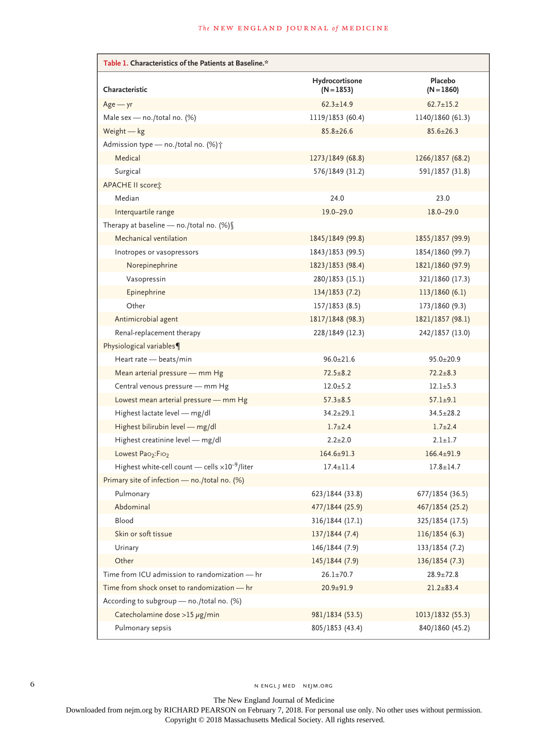**Table 1. Characteristics of the Patients at Baseline.***

| Characteristic | Hydrocortisone (N=1853) | Placebo (N=1860) |
|---|---|---|
| Age — yr | 62.3±14.9 | 62.7±15.2 |
| Male sex — no./total no. (%) | 1119/1853 (60.4) | 1140/1860 (61.3) |
| Weight — kg | 85.8±26.6 | 85.6±26.3 |
| Admission type — no./total no. (%)† | | |
| Medical | 1273/1849 (68.8) | 1266/1857 (68.2) |
| Surgical | 576/1849 (31.2) | 591/1857 (31.8) |
| APACHE II score‡ | | |
| Median | 24.0 | 23.0 |
| Interquartile range | 19.0–29.0 | 18.0–29.0 |
| Therapy at baseline — no./total no. (%)§ | | |
| Mechanical ventilation | 1845/1849 (99.8) | 1855/1857 (99.9) |
| Inotropes or vasopressors | 1843/1853 (99.5) | 1854/1860 (99.7) |
| Norepinephrine | 1823/1853 (98.4) | 1821/1860 (97.9) |
| Vasopressin | 280/1853 (15.1) | 321/1860 (17.3) |
| Epinephrine | 134/1853 (7.2) | 113/1860 (6.1) |
| Other | 157/1853 (8.5) | 173/1860 (9.3) |
| Antimicrobial agent | 1817/1848 (98.3) | 1821/1857 (98.1) |
| Renal-replacement therapy | 228/1849 (12.3) | 242/1857 (13.0) |
| Physiological variables¶ | | |
| Heart rate — beats/min | 96.0±21.6 | 95.0±20.9 |
| Mean arterial pressure — mm Hg | 72.5±8.2 | 72.2±8.3 |
| Central venous pressure — mm Hg | 12.0±5.2 | 12.1±5.3 |
| Lowest mean arterial pressure — mm Hg | 57.3±8.5 | 57.1±9.1 |
| Highest lactate level — mg/dl | 34.2±29.1 | 34.5±28.2 |
| Highest bilirubin level — mg/dl | 1.7±2.4 | 1.7±2.4 |
| Highest creatinine level — mg/dl | 2.2±2.0 | 2.1±1.7 |
| Lowest $Pa_{O_2}$:$F_{IO_2}$ | 164.6±91.3 | 166.4±91.9 |
| Highest white-cell count — cells $\times 10^{-9}$/liter | 17.4±11.4 | 17.8±14.7 |
| Primary site of infection — no./total no. (%) | | |
| Pulmonary | 623/1844 (33.8) | 677/1854 (36.5) |
| Abdominal | 477/1844 (25.9) | 467/1854 (25.2) |
| Blood | 316/1844 (17.1) | 325/1854 (17.5) |
| Skin or soft tissue | 137/1844 (7.4) | 116/1854 (6.3) |
| Urinary | 146/1844 (7.9) | 133/1854 (7.2) |
| Other | 145/1844 (7.9) | 136/1854 (7.3) |
| Time from ICU admission to randomization — hr | 26.1±70.7 | 28.9±72.8 |
| Time from shock onset to randomization — hr | 20.9±91.9 | 21.2±83.4 |
| According to subgroup — no./total no. (%) | | |
| Catecholamine dose >15 μg/min | 981/1834 (53.5) | 1013/1832 (55.3) |
| Pulmonary sepsis | 805/1853 (43.4) | 840/1860 (45.2) |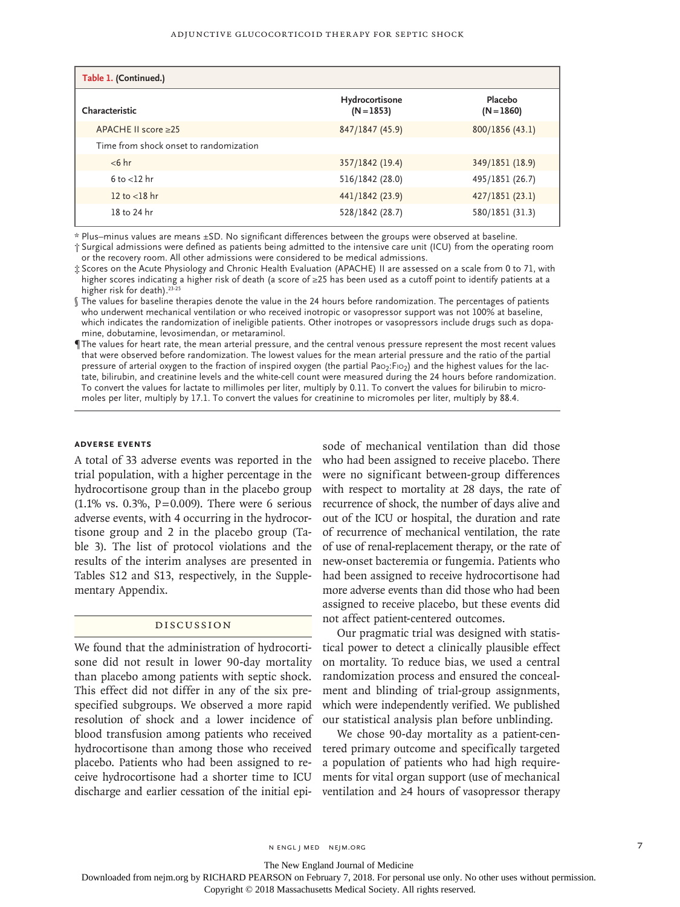**Table 1. (Continued.)**

| Characteristic | Hydrocortisone (N=1853) | Placebo (N=1860) |
|---|---|---|
| APACHE II score ≥25 | 847/1847 (45.9) | 800/1856 (43.1) |
| Time from shock onset to randomization | | |
| <6 hr | 357/1842 (19.4) | 349/1851 (18.9) |
| 6 to <12 hr | 516/1842 (28.0) | 495/1851 (26.7) |
| 12 to <18 hr | 441/1842 (23.9) | 427/1851 (23.1) |
| 18 to 24 hr | 528/1842 (28.7) | 580/1851 (31.3) |

\* Plus–minus values are means ±SD. No significant differences between the groups were observed at baseline.

† Surgical admissions were defined as patients being admitted to the intensive care unit (ICU) from the operating room or the recovery room. All other admissions were considered to be medical admissions.

‡ Scores on the Acute Physiology and Chronic Health Evaluation (APACHE) II are assessed on a scale from 0 to 71, with higher scores indicating a higher risk of death (a score of ≥25 has been used as a cutoff point to identify patients at a higher risk for death).[23-25]

§ The values for baseline therapies denote the value in the 24 hours before randomization. The percentages of patients who underwent mechanical ventilation or who received inotropic or vasopressor support was not 100% at baseline, which indicates the randomization of ineligible patients. Other inotropes or vasopressors include drugs such as dopamine, dobutamine, levosimendan, or metaraminol.

¶ The values for heart rate, the mean arterial pressure, and the central venous pressure represent the most recent values that were observed before randomization. The lowest values for the mean arterial pressure and the ratio of the partial pressure of arterial oxygen to the fraction of inspired oxygen (the partial $PaO_2$:$FIO_2$) and the highest values for the lactate, bilirubin, and creatinine levels and the white-cell count were measured during the 24 hours before randomization. To convert the values for lactate to millimoles per liter, multiply by 0.11. To convert the values for bilirubin to micromoles per liter, multiply by 17.1. To convert the values for creatinine to micromoles per liter, multiply by 88.4.

### ADVERSE EVENTS

A total of 33 adverse events was reported in the trial population, with a higher percentage in the hydrocortisone group than in the placebo group (1.1% vs. 0.3%, P=0.009). There were 6 serious adverse events, with 4 occurring in the hydrocortisone group and 2 in the placebo group (Table 3). The list of protocol violations and the results of the interim analyses are presented in Tables S12 and S13, respectively, in the Supplementary Appendix.

## DISCUSSION

We found that the administration of hydrocortisone did not result in lower 90-day mortality than placebo among patients with septic shock. This effect did not differ in any of the six prespecified subgroups. We observed a more rapid resolution of shock and a lower incidence of blood transfusion among patients who received hydrocortisone than among those who received placebo. Patients who had been assigned to receive hydrocortisone had a shorter time to ICU discharge and earlier cessation of the initial episode of mechanical ventilation than did those who had been assigned to receive placebo. There were no significant between-group differences with respect to mortality at 28 days, the rate of recurrence of shock, the number of days alive and out of the ICU or hospital, the duration and rate of recurrence of mechanical ventilation, the rate of use of renal-replacement therapy, or the rate of new-onset bacteremia or fungemia. Patients who had been assigned to receive hydrocortisone had more adverse events than did those who had been assigned to receive placebo, but these events did not affect patient-centered outcomes.

Our pragmatic trial was designed with statistical power to detect a clinically plausible effect on mortality. To reduce bias, we used a central randomization process and ensured the concealment and blinding of trial-group assignments, which were independently verified. We published our statistical analysis plan before unblinding.

We chose 90-day mortality as a patient-centered primary outcome and specifically targeted a population of patients who had high requirements for vital organ support (use of mechanical ventilation and ≥4 hours of vasopressor therapy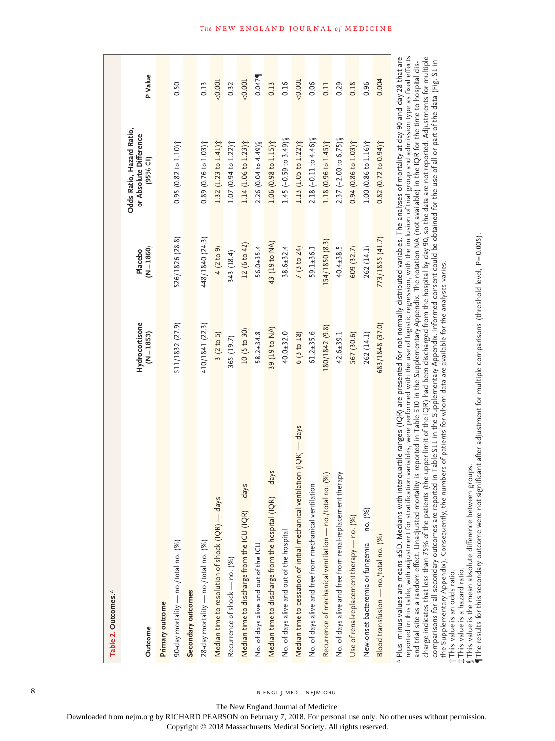**Table 2. Outcomes.***

| Outcome | Hydrocortisone (N=1853) | Placebo (N=1860) | Odds Ratio, Hazard Ratio, or Absolute Difference (95% CI) | P Value |
|---|---|---|---|---|
| **Primary outcome** | | | | |
| 90-day mortality — no./total no. (%) | 511/1832 (27.9) | 526/1826 (28.8) | 0.95 (0.82 to 1.10)† | 0.50 |
| **Secondary outcomes** | | | | |
| 28-day mortality — no./total no. (%) | 410/1841 (22.3) | 448/1840 (24.3) | 0.89 (0.76 to 1.03)† | 0.13 |
| Median time to resolution of shock (IQR) — days | 3 (2 to 5) | 4 (2 to 9) | 1.32 (1.23 to 1.41)‡ | <0.001 |
| Recurrence of shock — no. (%) | 365 (19.7) | 343 (18.4) | 1.07 (0.94 to 1.22)† | 0.32 |
| Median time to discharge from the ICU (IQR) — days | 10 (5 to 30) | 12 (6 to 42) | 1.14 (1.06 to 1.23)‡ | <0.001 |
| No. of days alive and out of the ICU | 58.2±34.8 | 56.0±35.4 | 2.26 (0.04 to 4.49)§ | 0.047¶ |
| Median time to discharge from the hospital (IQR) — days | 39 (19 to NA) | 43 (19 to NA) | 1.06 (0.98 to 1.15)‡ | 0.13 |
| No. of days alive and out of the hospital | 40.0±32.0 | 38.6±32.4 | 1.45 (−0.59 to 3.49)§ | 0.16 |
| Median time to cessation of initial mechanical ventilation (IQR) — days | 6 (3 to 18) | 7 (3 to 24) | 1.13 (1.05 to 1.22)‡ | <0.001 |
| No. of days alive and free from mechanical ventilation | 61.2±35.6 | 59.1±36.1 | 2.18 (−0.11 to 4.46)§ | 0.06 |
| Recurrence of mechanical ventilation — no./total no. (%) | 180/1842 (9.8) | 154/1850 (8.3) | 1.18 (0.96 to 1.45)† | 0.11 |
| No. of days alive and free from renal-replacement therapy | 42.6±39.1 | 40.4±38.5 | 2.37 (−2.00 to 6.75)§ | 0.29 |
| Use of renal-replacement therapy — no. (%) | 567 (30.6) | 609 (32.7) | 0.94 (0.86 to 1.03)† | 0.18 |
| New-onset bacteremia or fungemia — no. (%) | 262 (14.1) | 262 (14.1) | 1.00 (0.86 to 1.16)† | 0.96 |
| Blood transfusion — no./total no. (%) | 683/1848 (37.0) | 773/1855 (41.7) | 0.82 (0.72 to 0.94)† | 0.004 |

\* Plus–minus values are means ±SD. Medians with interquartile ranges (IQR) are presented for not normally distributed variables. The analyses of mortality at day 90 and day 28 that are reported in this table, with adjustment for stratification variables, were performed with the use of logistic regression, with the inclusion of trial group and admission type as fixed effects and trial site as a random effect. Unadjusted mortality is reported in Table S10 in the Supplementary Appendix. The notation NA (not available) in the IQR for the time to hospital discharge indicates that less than 75% of the patients (the upper limit of the IQR) had been discharged from the hospital by day 90, so the data are not reported. Adjustments for multiple comparisons for all secondary outcomes are reported in Table S11 in the Supplementary Appendix. Informed consent could be obtained for the use of all or part of the data (Fig. S1 in the Supplementary Appendix). Consequently, the numbers of patients for whom data are available for the analyses varies.

† This value is an odds ratio.

‡ This value is a hazard ratio.

§ This value is the mean absolute difference between groups.

¶ The results for this secondary outcome were not significant after adjustment for multiple comparisons (threshold level, P=0.005).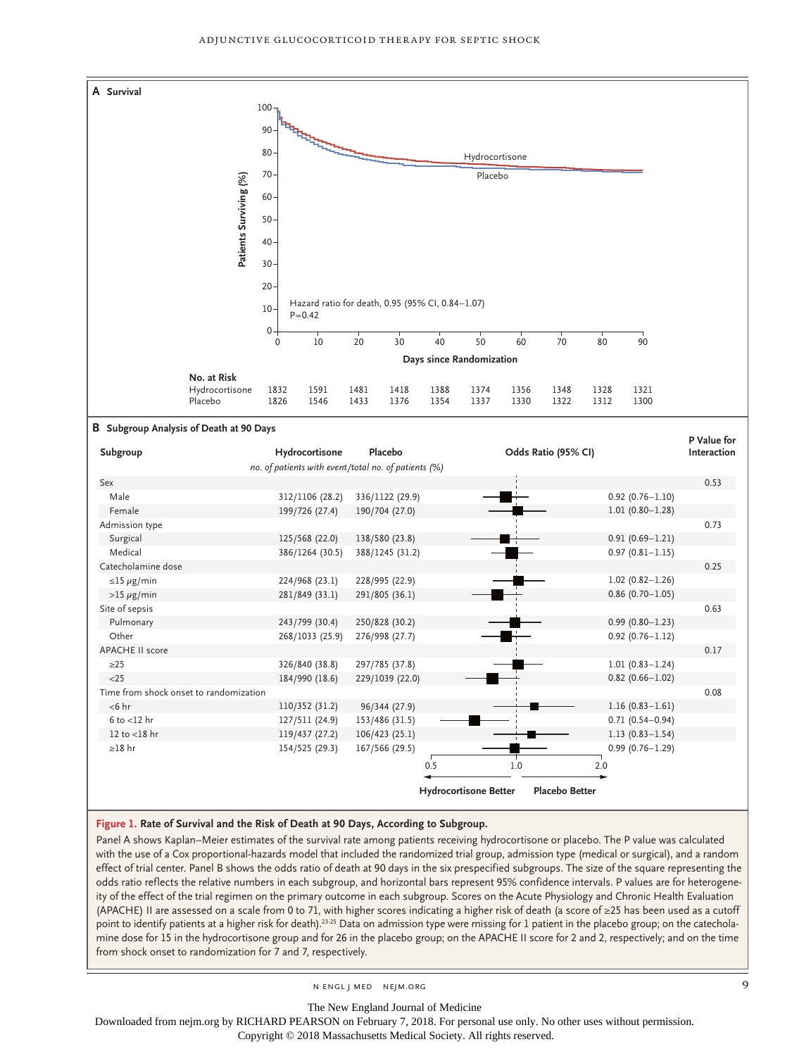**A Survival**

Hazard ratio for death, 0.95 (95% CI, 0.84–1.07)
P=0.42

Days since Randomization

| No. at Risk | 0 | 10 | 20 | 30 | 40 | 50 | 60 | 70 | 80 | 90 |
|---|---|---|---|---|---|---|---|---|---|---|
| Hydrocortisone | 1832 | 1591 | 1481 | 1418 | 1388 | 1374 | 1356 | 1348 | 1328 | 1321 |
| Placebo | 1826 | 1546 | 1433 | 1376 | 1354 | 1337 | 1330 | 1322 | 1312 | 1300 |

**B Subgroup Analysis of Death at 90 Days**

| Subgroup | Hydrocortisone | Placebo | Odds Ratio (95% CI) | P Value for Interaction |
|---|---|---|---|---|
| | *no. of patients with event/total no. of patients (%)* | | | |
| Sex | | | | 0.53 |
| Male | 312/1106 (28.2) | 336/1122 (29.9) | 0.92 (0.76–1.10) | |
| Female | 199/726 (27.4) | 190/704 (27.0) | 1.01 (0.80–1.28) | |
| Admission type | | | | 0.73 |
| Surgical | 125/568 (22.0) | 138/580 (23.8) | 0.91 (0.69–1.21) | |
| Medical | 386/1264 (30.5) | 388/1245 (31.2) | 0.97 (0.81–1.15) | |
| Catecholamine dose | | | | 0.25 |
| ≤15 μg/min | 224/968 (23.1) | 228/995 (22.9) | 1.02 (0.82–1.26) | |
| >15 μg/min | 281/849 (33.1) | 291/805 (36.1) | 0.86 (0.70–1.05) | |
| Site of sepsis | | | | 0.63 |
| Pulmonary | 243/799 (30.4) | 250/828 (30.2) | 0.99 (0.80–1.23) | |
| Other | 268/1033 (25.9) | 276/998 (27.7) | 0.92 (0.76–1.12) | |
| APACHE II score | | | | 0.17 |
| ≥25 | 326/840 (38.8) | 297/785 (37.8) | 1.01 (0.83–1.24) | |
| <25 | 184/990 (18.6) | 229/1039 (22.0) | 0.82 (0.66–1.02) | |
| Time from shock onset to randomization | | | | 0.08 |
| <6 hr | 110/352 (31.2) | 96/344 (27.9) | 1.16 (0.83–1.61) | |
| 6 to <12 hr | 127/511 (24.9) | 153/486 (31.5) | 0.71 (0.54–0.94) | |
| 12 to <18 hr | 119/437 (27.2) | 106/423 (25.1) | 1.13 (0.83–1.54) | |
| ≥18 hr | 154/525 (29.3) | 167/566 (29.5) | 0.99 (0.76–1.29) | |

Hydrocortisone Better ← → Placebo Better

**Figure 1. Rate of Survival and the Risk of Death at 90 Days, According to Subgroup.**

Panel A shows Kaplan–Meier estimates of the survival rate among patients receiving hydrocortisone or placebo. The P value was calculated with the use of a Cox proportional-hazards model that included the randomized trial group, admission type (medical or surgical), and a random effect of trial center. Panel B shows the odds ratio of death at 90 days in the six prespecified subgroups. The size of the square representing the odds ratio reflects the relative numbers in each subgroup, and horizontal bars represent 95% confidence intervals. P values are for heterogeneity of the effect of the trial regimen on the primary outcome in each subgroup. Scores on the Acute Physiology and Chronic Health Evaluation (APACHE) II are assessed on a scale from 0 to 71, with higher scores indicating a higher risk of death (a score of ≥25 has been used as a cutoff point to identify patients at a higher risk for death).[23-25] Data on admission type were missing for 1 patient in the placebo group; on the catecholamine dose for 15 in the hydrocortisone group and for 26 in the placebo group; on the APACHE II score for 2 and 2, respectively; and on the time from shock onset to randomization for 7 and 7, respectively.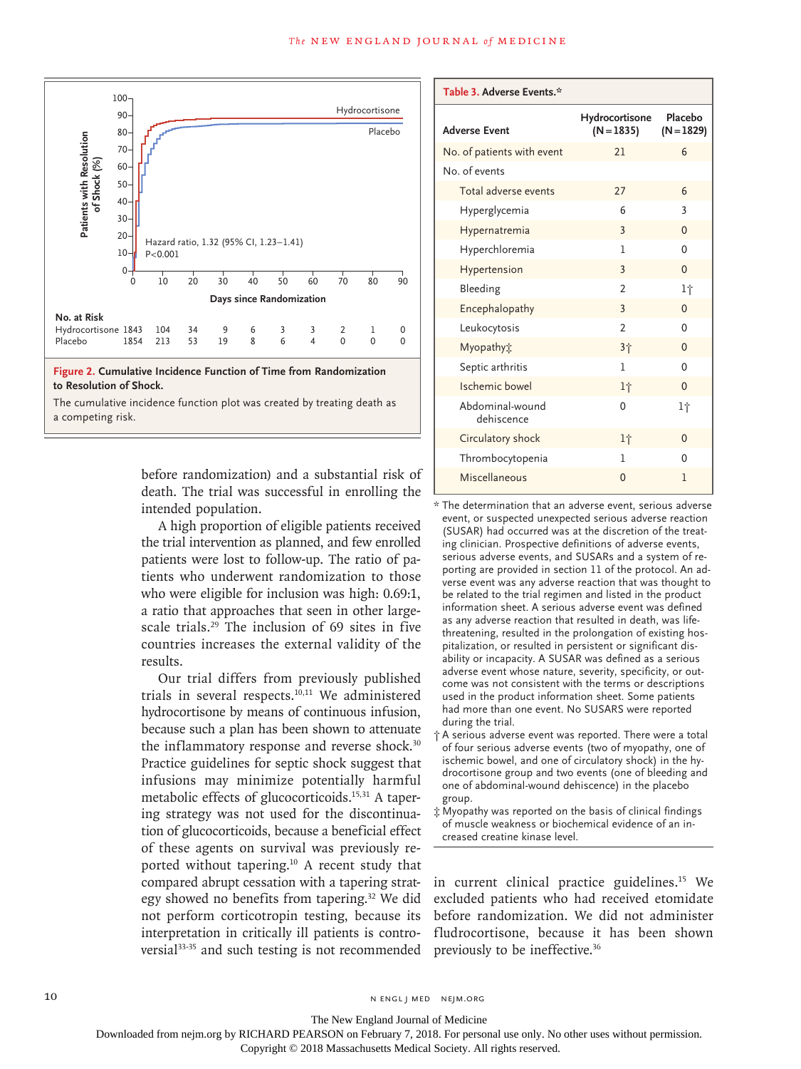Hazard ratio, 1.32 (95% CI, 1.23–1.41)
P<0.001

| No. at Risk | 0 | 10 | 20 | 30 | 40 | 50 | 60 | 70 | 80 | 90 |
|---|---|---|---|---|---|---|---|---|---|---|
| Hydrocortisone | 1843 | 104 | 34 | 9 | 6 | 3 | 3 | 2 | 1 | 0 |
| Placebo | 1854 | 213 | 53 | 19 | 8 | 6 | 4 | 0 | 0 | 0 |

**Figure 2. Cumulative Incidence Function of Time from Randomization to Resolution of Shock.**

The cumulative incidence function plot was created by treating death as a competing risk.

**Table 3. Adverse Events.***

| Adverse Event | Hydrocortisone (N=1835) | Placebo (N=1829) |
|---|---|---|
| No. of patients with event | 21 | 6 |
| No. of events | | |
| Total adverse events | 27 | 6 |
| Hyperglycemia | 6 | 3 |
| Hypernatremia | 3 | 0 |
| Hyperchloremia | 1 | 0 |
| Hypertension | 3 | 0 |
| Bleeding | 2 | 1† |
| Encephalopathy | 3 | 0 |
| Leukocytosis | 2 | 0 |
| Myopathy‡ | 3† | 0 |
| Septic arthritis | 1 | 0 |
| Ischemic bowel | 1† | 0 |
| Abdominal-wound dehiscence | 0 | 1† |
| Circulatory shock | 1† | 0 |
| Thrombocytopenia | 1 | 0 |
| Miscellaneous | 0 | 1 |

\* The determination that an adverse event, serious adverse event, or suspected unexpected serious adverse reaction (SUSAR) had occurred was at the discretion of the treating clinician. Prospective definitions of adverse events, serious adverse events, and SUSARs and a system of reporting are provided in section 11 of the protocol. An adverse event was any adverse reaction that was thought to be related to the trial regimen and listed in the product information sheet. A serious adverse event was defined as any adverse reaction that resulted in death, was life-threatening, resulted in the prolongation of existing hospitalization, or resulted in persistent or significant disability or incapacity. A SUSAR was defined as a serious adverse event whose nature, severity, specificity, or outcome was not consistent with the terms or descriptions used in the product information sheet. Some patients had more than one event. No SUSARS were reported during the trial.

† A serious adverse event was reported. There were a total of four serious adverse events (two of myopathy, one of ischemic bowel, and one of circulatory shock) in the hydrocortisone group and two events (one of bleeding and one of abdominal-wound dehiscence) in the placebo group.

‡ Myopathy was reported on the basis of clinical findings of muscle weakness or biochemical evidence of an increased creatine kinase level.

before randomization) and a substantial risk of death. The trial was successful in enrolling the intended population.

A high proportion of eligible patients received the trial intervention as planned, and few enrolled patients were lost to follow-up. The ratio of patients who underwent randomization to those who were eligible for inclusion was high: 0.69:1, a ratio that approaches that seen in other large-scale trials.[29] The inclusion of 69 sites in five countries increases the external validity of the results.

Our trial differs from previously published trials in several respects.[10,11] We administered hydrocortisone by means of continuous infusion, because such a plan has been shown to attenuate the inflammatory response and reverse shock.[30] Practice guidelines for septic shock suggest that infusions may minimize potentially harmful metabolic effects of glucocorticoids.[15,31] A tapering strategy was not used for the discontinuation of glucocorticoids, because a beneficial effect of these agents on survival was previously reported without tapering.[10] A recent study that compared abrupt cessation with a tapering strategy showed no benefits from tapering.[32] We did not perform corticotropin testing, because its interpretation in critically ill patients is controversial[33-35] and such testing is not recommended in current clinical practice guidelines.[15] We excluded patients who had received etomidate before randomization. We did not administer fludrocortisone, because it has been shown previously to be ineffective.[36]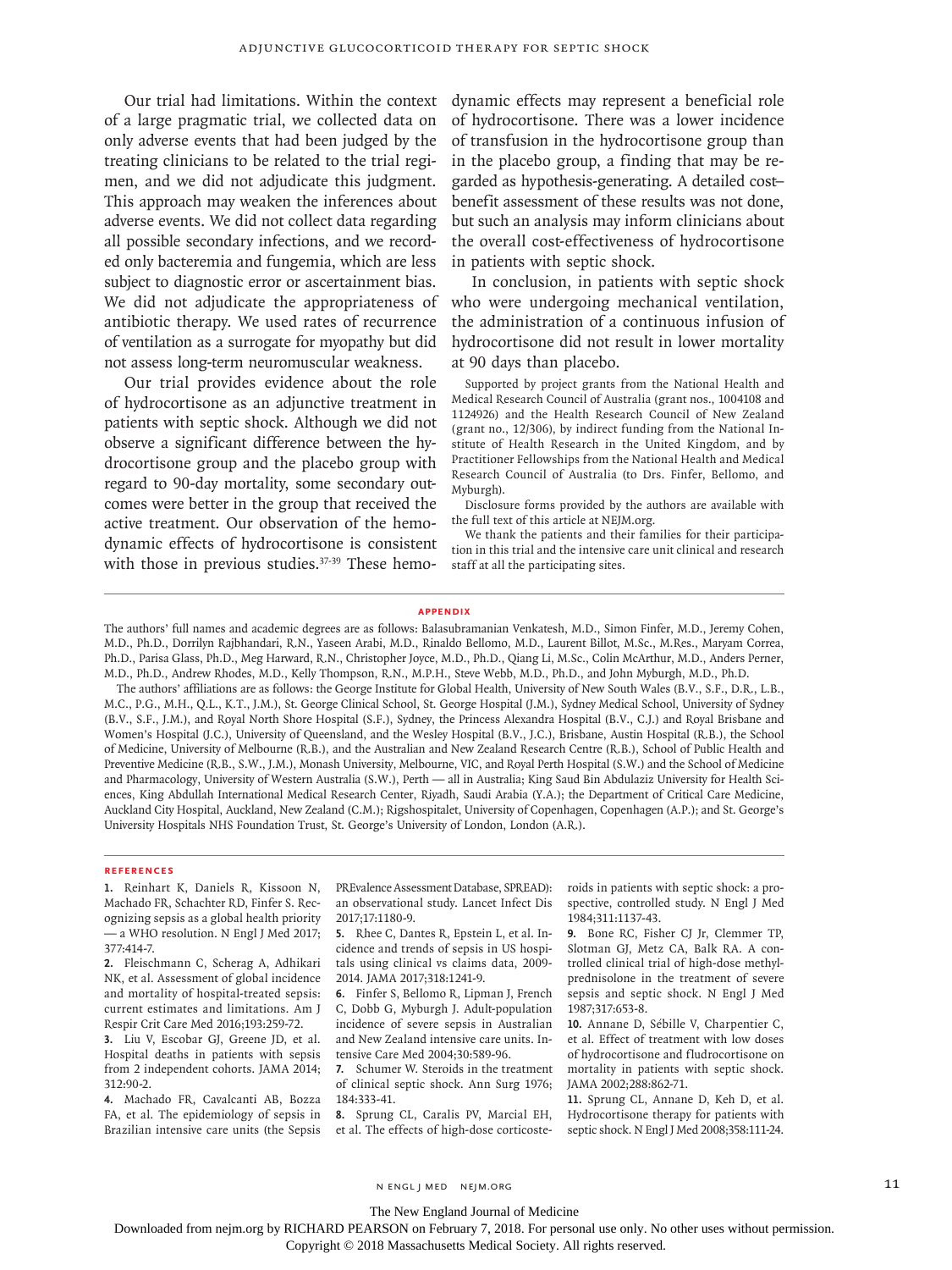Our trial had limitations. Within the context of a large pragmatic trial, we collected data on only adverse events that had been judged by the treating clinicians to be related to the trial regimen, and we did not adjudicate this judgment. This approach may weaken the inferences about adverse events. We did not collect data regarding all possible secondary infections, and we recorded only bacteremia and fungemia, which are less subject to diagnostic error or ascertainment bias. We did not adjudicate the appropriateness of antibiotic therapy. We used rates of recurrence of ventilation as a surrogate for myopathy but did not assess long-term neuromuscular weakness.

Our trial provides evidence about the role of hydrocortisone as an adjunctive treatment in patients with septic shock. Although we did not observe a significant difference between the hydrocortisone group and the placebo group with regard to 90-day mortality, some secondary outcomes were better in the group that received the active treatment. Our observation of the hemodynamic effects of hydrocortisone is consistent with those in previous studies.[37-39] These hemodynamic effects may represent a beneficial role of hydrocortisone. There was a lower incidence of transfusion in the hydrocortisone group than in the placebo group, a finding that may be regarded as hypothesis-generating. A detailed cost–benefit assessment of these results was not done, but such an analysis may inform clinicians about the overall cost-effectiveness of hydrocortisone in patients with septic shock.

In conclusion, in patients with septic shock who were undergoing mechanical ventilation, the administration of a continuous infusion of hydrocortisone did not result in lower mortality at 90 days than placebo.

Supported by project grants from the National Health and Medical Research Council of Australia (grant nos., 1004108 and 1124926) and the Health Research Council of New Zealand (grant no., 12/306), by indirect funding from the National Institute of Health Research in the United Kingdom, and by Practitioner Fellowships from the National Health and Medical Research Council of Australia (to Drs. Finfer, Bellomo, and Myburgh).

Disclosure forms provided by the authors are available with the full text of this article at NEJM.org.

We thank the patients and their families for their participation in this trial and the intensive care unit clinical and research staff at all the participating sites.

## Appendix

The authors' full names and academic degrees are as follows: Balasubramanian Venkatesh, M.D., Simon Finfer, M.D., Jeremy Cohen, M.D., Ph.D., Dorrilyn Rajbhandari, R.N., Yaseen Arabi, M.D., Rinaldo Bellomo, M.D., Laurent Billot, M.Sc., M.Res., Maryam Correa, Ph.D., Parisa Glass, Ph.D., Meg Harward, R.N., Christopher Joyce, M.D., Ph.D., Qiang Li, M.Sc., Colin McArthur, M.D., Anders Perner, M.D., Ph.D., Andrew Rhodes, M.D., Kelly Thompson, R.N., M.P.H., Steve Webb, M.D., Ph.D., and John Myburgh, M.D., Ph.D.

The authors' affiliations are as follows: the George Institute for Global Health, University of New South Wales (B.V., S.F., D.R., L.B., M.C., P.G., M.H., Q.L., K.T., J.M.), St. George Clinical School, St. George Hospital (J.M.), Sydney Medical School, University of Sydney (B.V., S.F., J.M.), and Royal North Shore Hospital (S.F.), Sydney, the Princess Alexandra Hospital (B.V., C.J.) and Royal Brisbane and Women's Hospital (J.C.), University of Queensland, and the Wesley Hospital (B.V., J.C.), Brisbane, Austin Hospital (R.B.), the School of Medicine, University of Melbourne (R.B.), and the Australian and New Zealand Research Centre (R.B.), School of Public Health and Preventive Medicine (R.B., S.W., J.M.), Monash University, Melbourne, VIC, and Royal Perth Hospital (S.W.) and the School of Medicine and Pharmacology, University of Western Australia (S.W.), Perth — all in Australia; King Saud Bin Abdulaziz University for Health Sciences, King Abdullah International Medical Research Center, Riyadh, Saudi Arabia (Y.A.); the Department of Critical Care Medicine, Auckland City Hospital, Auckland, New Zealand (C.M.); Rigshospitalet, University of Copenhagen, Copenhagen (A.P.); and St. George's University Hospitals NHS Foundation Trust, St. George's University of London, London (A.R.).

## References

1. Reinhart K, Daniels R, Kissoon N, Machado FR, Schachter RD, Finfer S. Recognizing sepsis as a global health priority — a WHO resolution. N Engl J Med 2017; 377:414-7.
2. Fleischmann C, Scherag A, Adhikari NK, et al. Assessment of global incidence and mortality of hospital-treated sepsis: current estimates and limitations. Am J Respir Crit Care Med 2016;193:259-72.
3. Liu V, Escobar GJ, Greene JD, et al. Hospital deaths in patients with sepsis from 2 independent cohorts. JAMA 2014; 312:90-2.
4. Machado FR, Cavalcanti AB, Bozza FA, et al. The epidemiology of sepsis in Brazilian intensive care units (the Sepsis PREvalence Assessment Database, SPREAD): an observational study. Lancet Infect Dis 2017;17:1180-9.
5. Rhee C, Dantes R, Epstein L, et al. Incidence and trends of sepsis in US hospitals using clinical vs claims data, 2009-2014. JAMA 2017;318:1241-9.
6. Finfer S, Bellomo R, Lipman J, French C, Dobb G, Myburgh J. Adult-population incidence of severe sepsis in Australian and New Zealand intensive care units. Intensive Care Med 2004;30:589-96.
7. Schumer W. Steroids in the treatment of clinical septic shock. Ann Surg 1976; 184:333-41.
8. Sprung CL, Caralis PV, Marcial EH, et al. The effects of high-dose corticosteroids in patients with septic shock: a prospective, controlled study. N Engl J Med 1984;311:1137-43.
9. Bone RC, Fisher CJ Jr, Clemmer TP, Slotman GJ, Metz CA, Balk RA. A controlled clinical trial of high-dose methylprednisolone in the treatment of severe sepsis and septic shock. N Engl J Med 1987;317:653-8.
10. Annane D, Sébille V, Charpentier C, et al. Effect of treatment with low doses of hydrocortisone and fludrocortisone on mortality in patients with septic shock. JAMA 2002;288:862-71.
11. Sprung CL, Annane D, Keh D, et al. Hydrocortisone therapy for patients with septic shock. N Engl J Med 2008;358:111-24.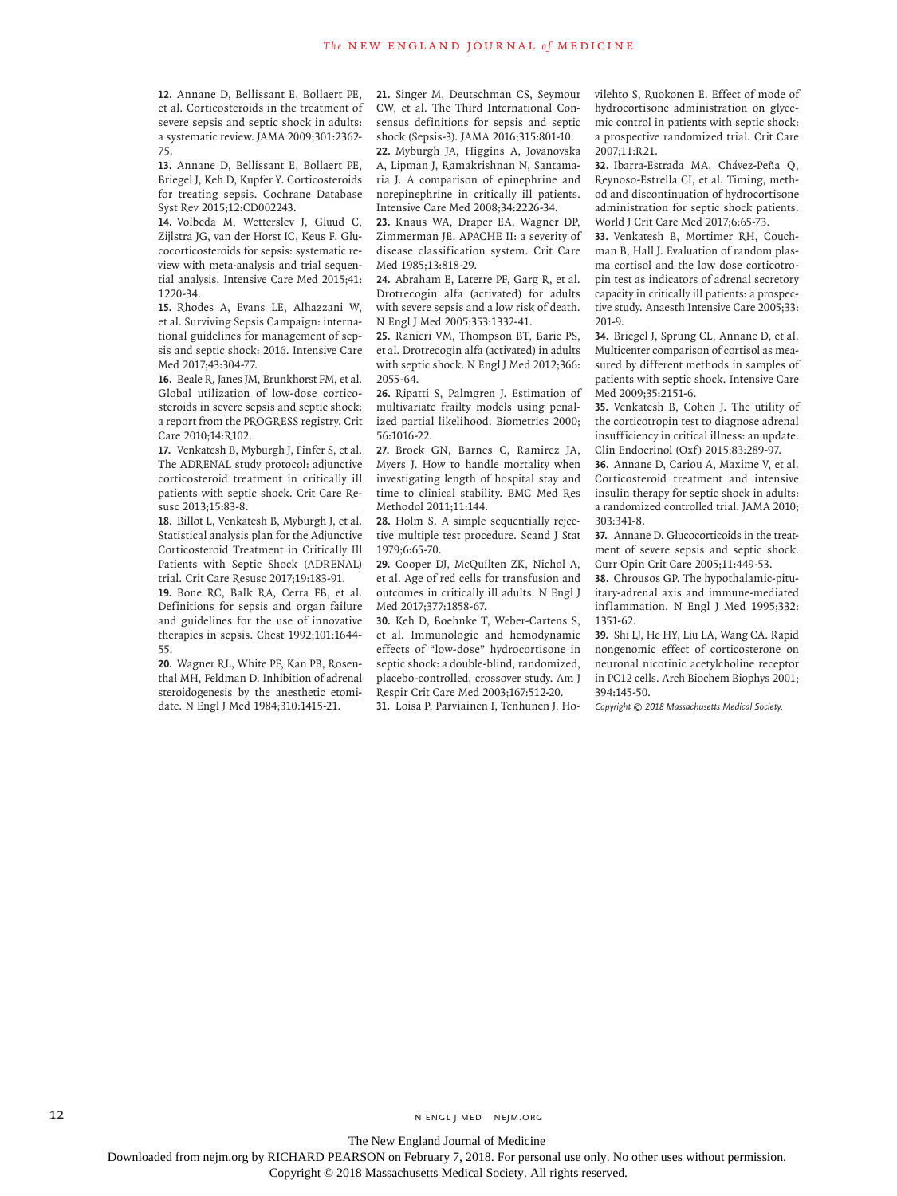12. Annane D, Bellissant E, Bollaert PE, et al. Corticosteroids in the treatment of severe sepsis and septic shock in adults: a systematic review. JAMA 2009;301:2362-75.

13. Annane D, Bellissant E, Bollaert PE, Briegel J, Keh D, Kupfer Y. Corticosteroids for treating sepsis. Cochrane Database Syst Rev 2015;12:CD002243.

14. Volbeda M, Wetterslev J, Gluud C, Zijlstra JG, van der Horst IC, Keus F. Glucocorticosteroids for sepsis: systematic review with meta-analysis and trial sequential analysis. Intensive Care Med 2015;41:1220-34.

15. Rhodes A, Evans LE, Alhazzani W, et al. Surviving Sepsis Campaign: international guidelines for management of sepsis and septic shock: 2016. Intensive Care Med 2017;43:304-77.

16. Beale R, Janes JM, Brunkhorst FM, et al. Global utilization of low-dose corticosteroids in severe sepsis and septic shock: a report from the PROGRESS registry. Crit Care 2010;14:R102.

17. Venkatesh B, Myburgh J, Finfer S, et al. The ADRENAL study protocol: adjunctive corticosteroid treatment in critically ill patients with septic shock. Crit Care Resusc 2013;15:83-8.

18. Billot L, Venkatesh B, Myburgh J, et al. Statistical analysis plan for the Adjunctive Corticosteroid Treatment in Critically Ill Patients with Septic Shock (ADRENAL) trial. Crit Care Resusc 2017;19:183-91.

19. Bone RC, Balk RA, Cerra FB, et al. Definitions for sepsis and organ failure and guidelines for the use of innovative therapies in sepsis. Chest 1992;101:1644-55.

20. Wagner RL, White PF, Kan PB, Rosenthal MH, Feldman D. Inhibition of adrenal steroidogenesis by the anesthetic etomidate. N Engl J Med 1984;310:1415-21.

21. Singer M, Deutschman CS, Seymour CW, et al. The Third International Consensus definitions for sepsis and septic shock (Sepsis-3). JAMA 2016;315:801-10.

22. Myburgh JA, Higgins A, Jovanovska A, Lipman J, Ramakrishnan N, Santamaria J. A comparison of epinephrine and norepinephrine in critically ill patients. Intensive Care Med 2008;34:2226-34.

23. Knaus WA, Draper EA, Wagner DP, Zimmerman JE. APACHE II: a severity of disease classification system. Crit Care Med 1985;13:818-29.

24. Abraham E, Laterre PF, Garg R, et al. Drotrecogin alfa (activated) for adults with severe sepsis and a low risk of death. N Engl J Med 2005;353:1332-41.

25. Ranieri VM, Thompson BT, Barie PS, et al. Drotrecogin alfa (activated) in adults with septic shock. N Engl J Med 2012;366:2055-64.

26. Ripatti S, Palmgren J. Estimation of multivariate frailty models using penalized partial likelihood. Biometrics 2000;56:1016-22.

27. Brock GN, Barnes C, Ramirez JA, Myers J. How to handle mortality when investigating length of hospital stay and time to clinical stability. BMC Med Res Methodol 2011;11:144.

28. Holm S. A simple sequentially rejective multiple test procedure. Scand J Stat 1979;6:65-70.

29. Cooper DJ, McQuilten ZK, Nichol A, et al. Age of red cells for transfusion and outcomes in critically ill adults. N Engl J Med 2017;377:1858-67.

30. Keh D, Boehnke T, Weber-Cartens S, et al. Immunologic and hemodynamic effects of "low-dose" hydrocortisone in septic shock: a double-blind, randomized, placebo-controlled, crossover study. Am J Respir Crit Care Med 2003;167:512-20.

31. Loisa P, Parviainen I, Tenhunen J, Hovilehto S, Ruokonen E. Effect of mode of hydrocortisone administration on glycemic control in patients with septic shock: a prospective randomized trial. Crit Care 2007;11:R21.

32. Ibarra-Estrada MA, Chávez-Peña Q, Reynoso-Estrella CI, et al. Timing, method and discontinuation of hydrocortisone administration for septic shock patients. World J Crit Care Med 2017;6:65-73.

33. Venkatesh B, Mortimer RH, Couchman B, Hall J. Evaluation of random plasma cortisol and the low dose corticotropin test as indicators of adrenal secretory capacity in critically ill patients: a prospective study. Anaesth Intensive Care 2005;33:201-9.

34. Briegel J, Sprung CL, Annane D, et al. Multicenter comparison of cortisol as measured by different methods in samples of patients with septic shock. Intensive Care Med 2009;35:2151-6.

35. Venkatesh B, Cohen J. The utility of the corticotropin test to diagnose adrenal insufficiency in critical illness: an update. Clin Endocrinol (Oxf) 2015;83:289-97.

36. Annane D, Cariou A, Maxime V, et al. Corticosteroid treatment and intensive insulin therapy for septic shock in adults: a randomized controlled trial. JAMA 2010;303:341-8.

37. Annane D. Glucocorticoids in the treatment of severe sepsis and septic shock. Curr Opin Crit Care 2005;11:449-53.

38. Chrousos GP. The hypothalamic-pituitary-adrenal axis and immune-mediated inflammation. N Engl J Med 1995;332:1351-62.

39. Shi LJ, He HY, Liu LA, Wang CA. Rapid nongenomic effect of corticosterone on neuronal nicotinic acetylcholine receptor in PC12 cells. Arch Biochem Biophys 2001;394:145-50.

*Copyright © 2018 Massachusetts Medical Society.*